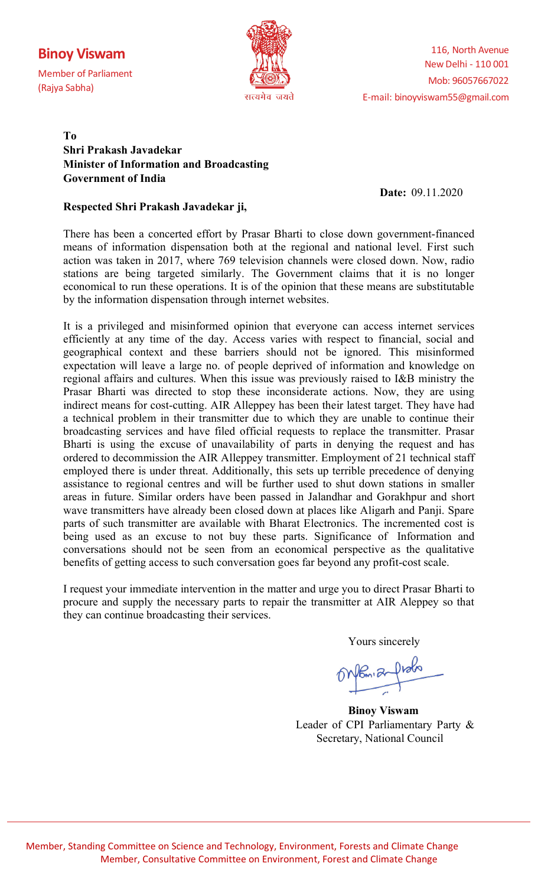**Binoy Viswam**
Member of Parliament
(Rajya Sabha)

सत्यमेव जयते

116, North Avenue
New Delhi - 110 001
Mob: 96057667022
E-mail: binoyviswam55@gmail.com

**To**
**Shri Prakash Javadekar**
**Minister of Information and Broadcasting**
**Government of India**

**Date:** 09.11.2020

**Respected Shri Prakash Javadekar ji,**

There has been a concerted effort by Prasar Bharti to close down government-financed means of information dispensation both at the regional and national level. First such action was taken in 2017, where 769 television channels were closed down. Now, radio stations are being targeted similarly. The Government claims that it is no longer economical to run these operations. It is of the opinion that these means are substitutable by the information dispensation through internet websites.

It is a privileged and misinformed opinion that everyone can access internet services efficiently at any time of the day. Access varies with respect to financial, social and geographical context and these barriers should not be ignored. This misinformed expectation will leave a large no. of people deprived of information and knowledge on regional affairs and cultures. When this issue was previously raised to I&B ministry the Prasar Bharti was directed to stop these inconsiderate actions. Now, they are using indirect means for cost-cutting. AIR Alleppey has been their latest target. They have had a technical problem in their transmitter due to which they are unable to continue their broadcasting services and have filed official requests to replace the transmitter. Prasar Bharti is using the excuse of unavailability of parts in denying the request and has ordered to decommission the AIR Alleppey transmitter. Employment of 21 technical staff employed there is under threat. Additionally, this sets up terrible precedence of denying assistance to regional centres and will be further used to shut down stations in smaller areas in future. Similar orders have been passed in Jalandhar and Gorakhpur and short wave transmitters have already been closed down at places like Aligarh and Panji. Spare parts of such transmitter are available with Bharat Electronics. The incremented cost is being used as an excuse to not buy these parts. Significance of Information and conversations should not be seen from an economical perspective as the qualitative benefits of getting access to such conversation goes far beyond any profit-cost scale.

I request your immediate intervention in the matter and urge you to direct Prasar Bharti to procure and supply the necessary parts to repair the transmitter at AIR Aleppey so that they can continue broadcasting their services.

Yours sincerely

**Binoy Viswam**
Leader of CPI Parliamentary Party &
Secretary, National Council

Member, Standing Committee on Science and Technology, Environment, Forests and Climate Change
Member, Consultative Committee on Environment, Forest and Climate Change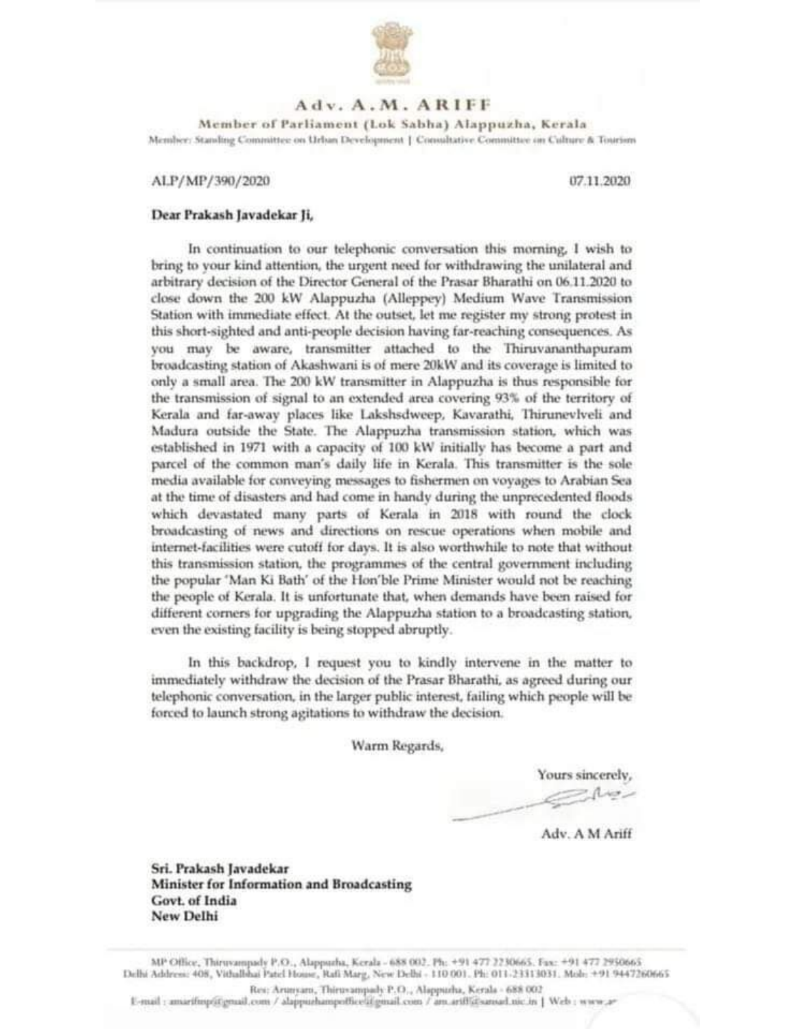# Adv. A.M. ARIFF

**Member of Parliament (Lok Sabha) Alappuzha, Kerala**

Member: Standing Committee on Urban Development | Consultative Committee on Culture & Tourism

ALP/MP/390/2020

07.11.2020

**Dear Prakash Javadekar Ji,**

In continuation to our telephonic conversation this morning, I wish to bring to your kind attention, the urgent need for withdrawing the unilateral and arbitrary decision of the Director General of the Prasar Bharathi on 06.11.2020 to close down the 200 kW Alappuzha (Alleppey) Medium Wave Transmission Station with immediate effect. At the outset, let me register my strong protest in this short-sighted and anti-people decision having far-reaching consequences. As you may be aware, transmitter attached to the Thiruvananthapuram broadcasting station of Akashwani is of mere 20kW and its coverage is limited to only a small area. The 200 kW transmitter in Alappuzha is thus responsible for the transmission of signal to an extended area covering 93% of the territory of Kerala and far-away places like Lakshsdweep, Kavarathi, Thirunevlveli and Madura outside the State. The Alappuzha transmission station, which was established in 1971 with a capacity of 100 kW initially has become a part and parcel of the common man's daily life in Kerala. This transmitter is the sole media available for conveying messages to fishermen on voyages to Arabian Sea at the time of disasters and had come in handy during the unprecedented floods which devastated many parts of Kerala in 2018 with round the clock broadcasting of news and directions on rescue operations when mobile and internet-facilities were cutoff for days. It is also worthwhile to note that without this transmission station, the programmes of the central government including the popular 'Man Ki Bath' of the Hon'ble Prime Minister would not be reaching the people of Kerala. It is unfortunate that, when demands have been raised for different corners for upgrading the Alappuzha station to a broadcasting station, even the existing facility is being stopped abruptly.

In this backdrop, I request you to kindly intervene in the matter to immediately withdraw the decision of the Prasar Bharathi, as agreed during our telephonic conversation, in the larger public interest, failing which people will be forced to launch strong agitations to withdraw the decision.

Warm Regards,

Yours sincerely,

Adv. A M Ariff

**Sri. Prakash Javadekar**
**Minister for Information and Broadcasting**
**Govt. of India**
**New Delhi**

MP Office, Thiruvampady P.O., Alappuzha, Kerala - 688 002. Ph: +91 477 2230665. Fax: +91 477 2950665
Delhi Address: 408, Vithalbhai Patel House, Rafi Marg, New Delhi - 110 001. Ph: 011-23313031. Mob: +91 9447260665
Res: Arunyam, Thiruvampady P.O., Alappuzha, Kerala - 688 002
E-mail : amariffmp@gmail.com / alappuzhampoffice@gmail.com / am.ariff@sansad.nic.in | Web : www.a